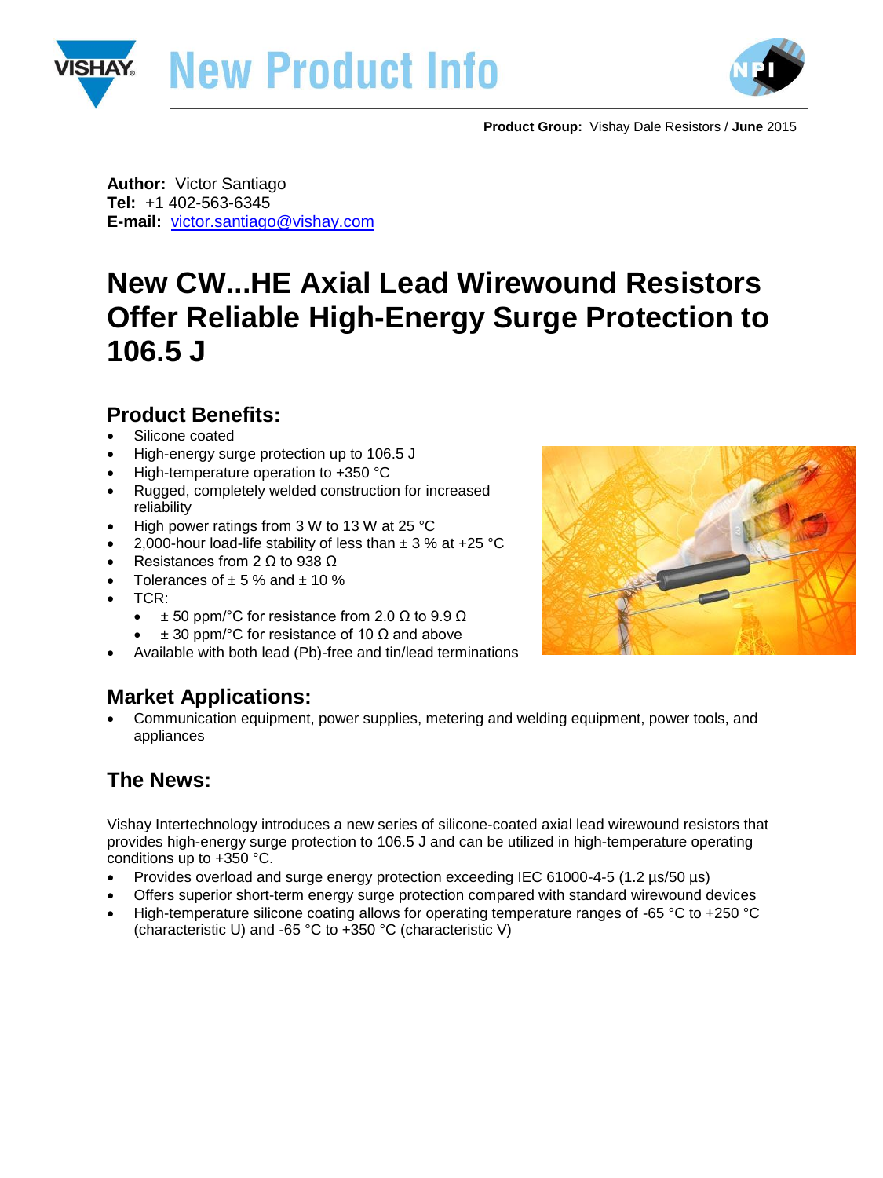# New Product Info

**Product Group:** Vishay Dale Resistors / **June** 2015

**Author:** Victor Santiago
**Tel:** +1 402-563-6345
**E-mail:** victor.santiago@vishay.com

# New CW...HE Axial Lead Wirewound Resistors Offer Reliable High-Energy Surge Protection to 106.5 J

## Product Benefits:

- Silicone coated
- High-energy surge protection up to 106.5 J
- High-temperature operation to +350 °C
- Rugged, completely welded construction for increased reliability
- High power ratings from 3 W to 13 W at 25 °C
- 2,000-hour load-life stability of less than ± 3 % at +25 °C
- Resistances from 2 Ω to 938 Ω
- Tolerances of ± 5 % and ± 10 %
- TCR:
  - ± 50 ppm/°C for resistance from 2.0 Ω to 9.9 Ω
  - ± 30 ppm/°C for resistance of 10 Ω and above
- Available with both lead (Pb)-free and tin/lead terminations

## Market Applications:

- Communication equipment, power supplies, metering and welding equipment, power tools, and appliances

## The News:

Vishay Intertechnology introduces a new series of silicone-coated axial lead wirewound resistors that provides high-energy surge protection to 106.5 J and can be utilized in high-temperature operating conditions up to +350 °C.

- Provides overload and surge energy protection exceeding IEC 61000-4-5 (1.2 µs/50 µs)
- Offers superior short-term energy surge protection compared with standard wirewound devices
- High-temperature silicone coating allows for operating temperature ranges of -65 °C to +250 °C (characteristic U) and -65 °C to +350 °C (characteristic V)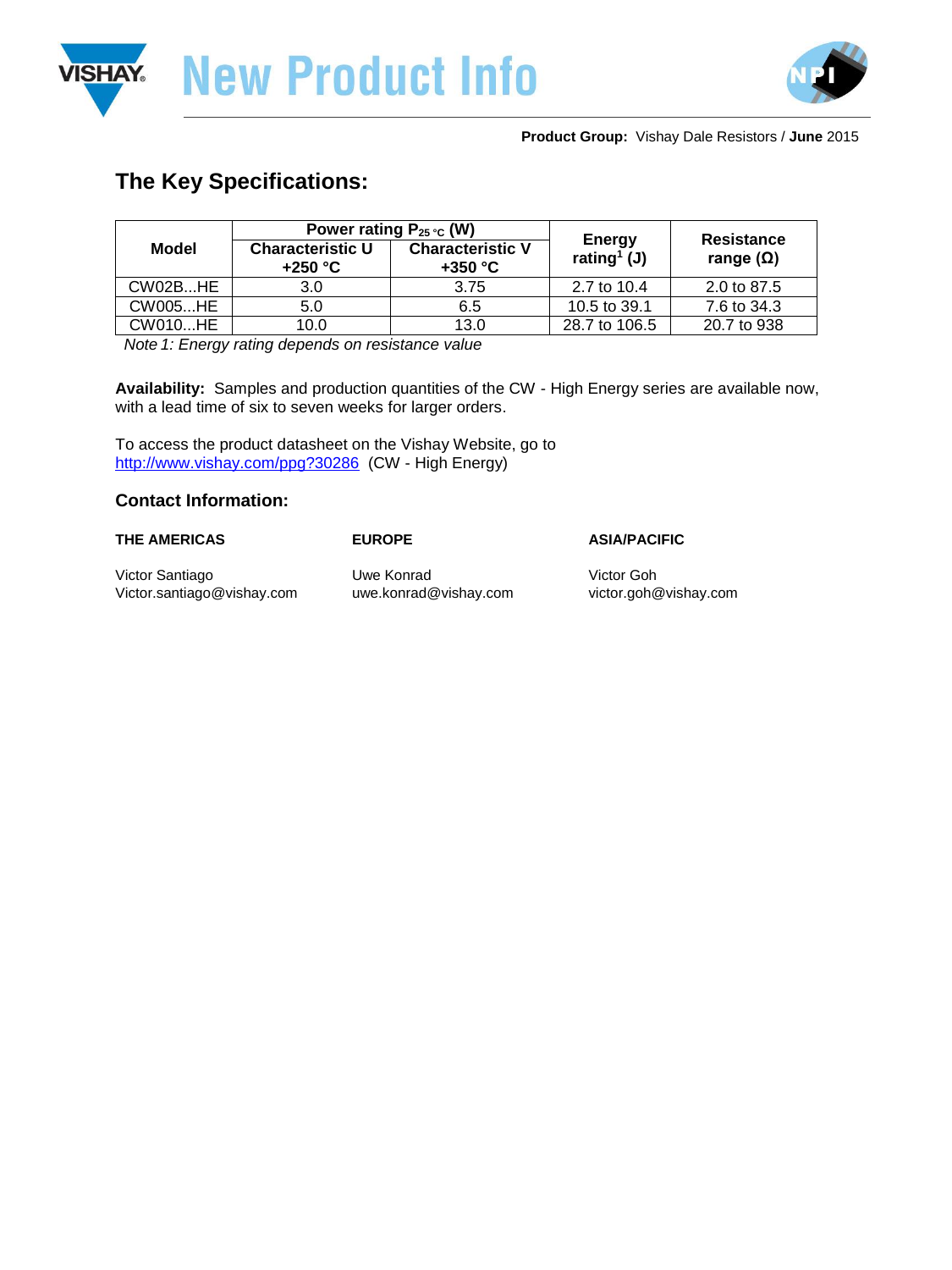# New Product Info

**Product Group:** Vishay Dale Resistors / **June** 2015

## The Key Specifications:

| Model | Power rating $P_{25\ °C}$ (W) | | Energy rating[1] (J) | Resistance range (Ω) |
|---|---|---|---|---|
| | Characteristic U +250 °C | Characteristic V +350 °C | | |
| CW02B...HE | 3.0 | 3.75 | 2.7 to 10.4 | 2.0 to 87.5 |
| CW005...HE | 5.0 | 6.5 | 10.5 to 39.1 | 7.6 to 34.3 |
| CW010...HE | 10.0 | 13.0 | 28.7 to 106.5 | 20.7 to 938 |

*Note 1: Energy rating depends on resistance value*

**Availability:** Samples and production quantities of the CW - High Energy series are available now, with a lead time of six to seven weeks for larger orders.

To access the product datasheet on the Vishay Website, go to http://www.vishay.com/ppg?30286 (CW - High Energy)

### Contact Information:

**THE AMERICAS**

Victor Santiago
Victor.santiago@vishay.com

**EUROPE**

Uwe Konrad
uwe.konrad@vishay.com

**ASIA/PACIFIC**

Victor Goh
victor.goh@vishay.com